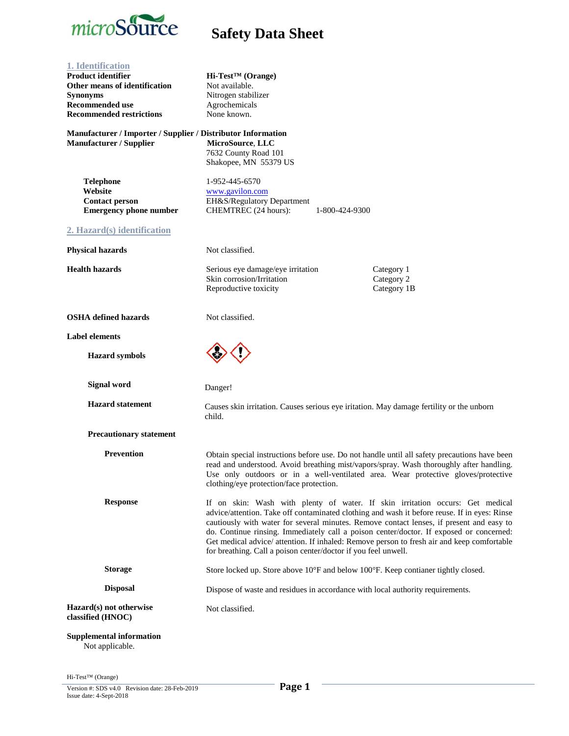# Safety Data Sheet

## 1. Identification

| | |
|---|---|
| **Product identifier** | **Hi-Test™ (Orange)** |
| **Other means of identification** | Not available. |
| **Synonyms** | Nitrogen stabilizer |
| **Recommended use** | Agrochemicals |
| **Recommended restrictions** | None known. |

**Manufacturer / Importer / Supplier / Distributor Information**

**Manufacturer / Supplier** — **MicroSource, LLC**
7632 County Road 101
Shakopee, MN 55379 US

| | |
|---|---|
| **Telephone** | 1-952-445-6570 |
| **Website** | www.gavilon.com |
| **Contact person** | EH&S/Regulatory Department |
| **Emergency phone number** | CHEMTREC (24 hours): 1-800-424-9300 |

## 2. Hazard(s) identification

**Physical hazards** — Not classified.

**Health hazards**

| | |
|---|---|
| Serious eye damage/eye irritation | Category 1 |
| Skin corrosion/Irritation | Category 2 |
| Reproductive toxicity | Category 1B |

**OSHA defined hazards** — Not classified.

**Label elements**

**Hazard symbols**

**Signal word** — Danger!

**Hazard statement** — Causes skin irritation. Causes serious eye iritation. May damage fertility or the unborn child.

**Precautionary statement**

**Prevention** — Obtain special instructions before use. Do not handle until all safety precautions have been read and understood. Avoid breathing mist/vapors/spray. Wash thoroughly after handling. Use only outdoors or in a well-ventilated area. Wear protective gloves/protective clothing/eye protection/face protection.

**Response** — If on skin: Wash with plenty of water. If skin irritation occurs: Get medical advice/attention. Take off contaminated clothing and wash it before reuse. If in eyes: Rinse cautiously with water for several minutes. Remove contact lenses, if present and easy to do. Continue rinsing. Immediately call a poison center/doctor. If exposed or concerned: Get medical advice/ attention. If inhaled: Remove person to fresh air and keep comfortable for breathing. Call a poison center/doctor if you feel unwell.

**Storage** — Store locked up. Store above 10°F and below 100°F. Keep contianer tightly closed.

**Disposal** — Dispose of waste and residues in accordance with local authority requirements.

**Hazard(s) not otherwise classified (HNOC)** — Not classified.

**Supplemental information**
Not applicable.

Hi-Test™ (Orange)
Version #: SDS v4.0 Revision date: 28-Feb-2019
Issue date: 4-Sept-2018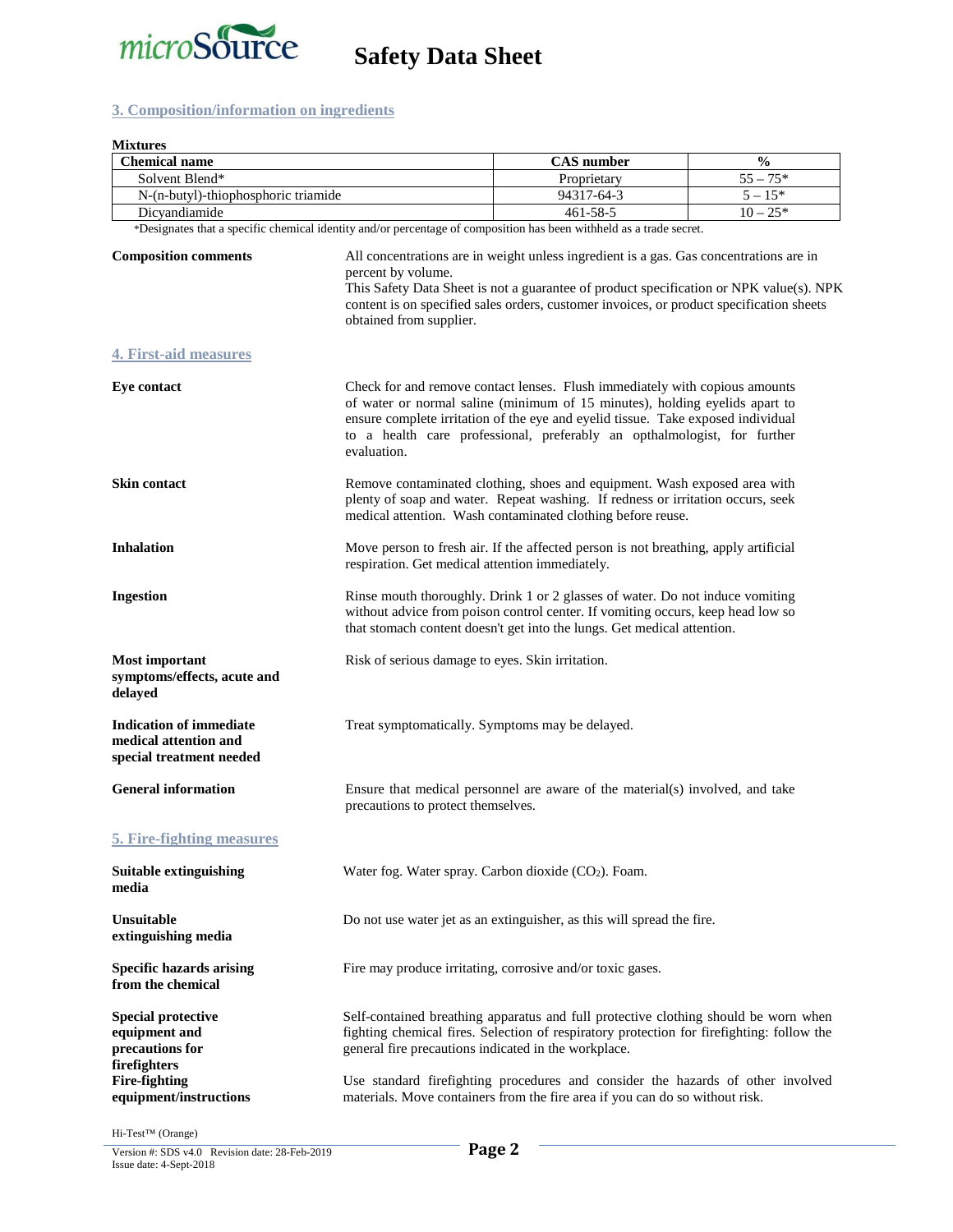## 3. Composition/information on ingredients

**Mixtures**

| Chemical name | CAS number | % |
|---|---|---|
| Solvent Blend* | Proprietary | 55 – 75* |
| N-(n-butyl)-thiophosphoric triamide | 94317-64-3 | 5 – 15* |
| Dicyandiamide | 461-58-5 | 10 – 25* |

*Designates that a specific chemical identity and/or percentage of composition has been withheld as a trade secret.

**Composition comments** All concentrations are in weight unless ingredient is a gas. Gas concentrations are in percent by volume.
This Safety Data Sheet is not a guarantee of product specification or NPK value(s). NPK content is on specified sales orders, customer invoices, or product specification sheets obtained from supplier.

## 4. First-aid measures

**Eye contact** Check for and remove contact lenses. Flush immediately with copious amounts of water or normal saline (minimum of 15 minutes), holding eyelids apart to ensure complete irritation of the eye and eyelid tissue. Take exposed individual to a health care professional, preferably an opthalmologist, for further evaluation.

**Skin contact** Remove contaminated clothing, shoes and equipment. Wash exposed area with plenty of soap and water. Repeat washing. If redness or irritation occurs, seek medical attention. Wash contaminated clothing before reuse.

**Inhalation** Move person to fresh air. If the affected person is not breathing, apply artificial respiration. Get medical attention immediately.

**Ingestion** Rinse mouth thoroughly. Drink 1 or 2 glasses of water. Do not induce vomiting without advice from poison control center. If vomiting occurs, keep head low so that stomach content doesn't get into the lungs. Get medical attention.

**Most important symptoms/effects, acute and delayed** Risk of serious damage to eyes. Skin irritation.

**Indication of immediate medical attention and special treatment needed** Treat symptomatically. Symptoms may be delayed.

**General information** Ensure that medical personnel are aware of the material(s) involved, and take precautions to protect themselves.

## 5. Fire-fighting measures

**Suitable extinguishing media** Water fog. Water spray. Carbon dioxide ($CO_2$). Foam.

**Unsuitable extinguishing media** Do not use water jet as an extinguisher, as this will spread the fire.

**Specific hazards arising from the chemical** Fire may produce irritating, corrosive and/or toxic gases.

**Special protective equipment and precautions for firefighters** Self-contained breathing apparatus and full protective clothing should be worn when fighting chemical fires. Selection of respiratory protection for firefighting: follow the general fire precautions indicated in the workplace.

**Fire-fighting equipment/instructions** Use standard firefighting procedures and consider the hazards of other involved materials. Move containers from the fire area if you can do so without risk.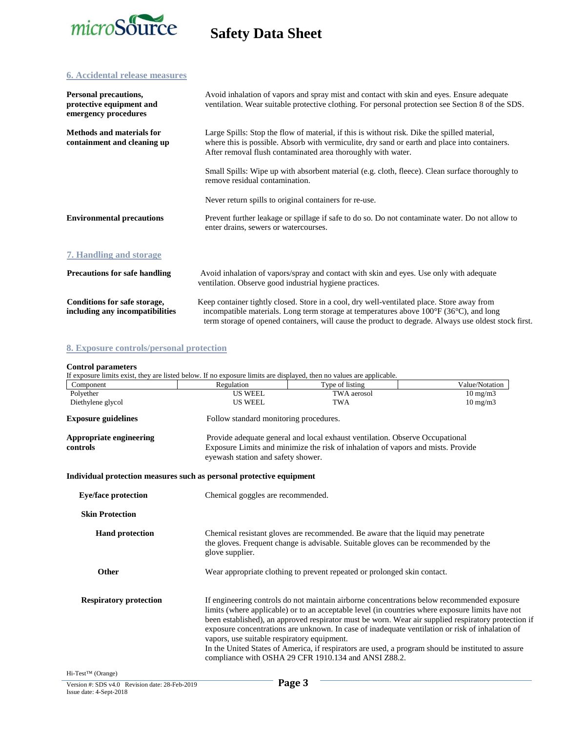## 6. Accidental release measures

**Personal precautions, protective equipment and emergency procedures**

Avoid inhalation of vapors and spray mist and contact with skin and eyes. Ensure adequate ventilation. Wear suitable protective clothing. For personal protection see Section 8 of the SDS.

**Methods and materials for containment and cleaning up**

Large Spills: Stop the flow of material, if this is without risk. Dike the spilled material, where this is possible. Absorb with vermiculite, dry sand or earth and place into containers. After removal flush contaminated area thoroughly with water.

Small Spills: Wipe up with absorbent material (e.g. cloth, fleece). Clean surface thoroughly to remove residual contamination.

Never return spills to original containers for re-use.

**Environmental precautions**

Prevent further leakage or spillage if safe to do so. Do not contaminate water. Do not allow to enter drains, sewers or watercourses.

## 7. Handling and storage

**Precautions for safe handling**

Avoid inhalation of vapors/spray and contact with skin and eyes. Use only with adequate ventilation. Observe good industrial hygiene practices.

**Conditions for safe storage, including any incompatibilities**

Keep container tightly closed. Store in a cool, dry well-ventilated place. Store away from incompatible materials. Long term storage at temperatures above 100°F (36°C), and long term storage of opened containers, will cause the product to degrade. Always use oldest stock first.

## 8. Exposure controls/personal protection

**Control parameters**

If exposure limits exist, they are listed below. If no exposure limits are displayed, then no values are applicable.

| Component | Regulation | Type of listing | Value/Notation |
|---|---|---|---|
| Polyether | US WEEL | TWA aerosol | 10 mg/m3 |
| Diethylene glycol | US WEEL | TWA | 10 mg/m3 |

**Exposure guidelines**

Follow standard monitoring procedures.

**Appropriate engineering controls**

Provide adequate general and local exhaust ventilation. Observe Occupational Exposure Limits and minimize the risk of inhalation of vapors and mists. Provide eyewash station and safety shower.

**Individual protection measures such as personal protective equipment**

**Eye/face protection**

Chemical goggles are recommended.

**Skin Protection**

**Hand protection**

Chemical resistant gloves are recommended. Be aware that the liquid may penetrate the gloves. Frequent change is advisable. Suitable gloves can be recommended by the glove supplier.

**Other**

Wear appropriate clothing to prevent repeated or prolonged skin contact.

**Respiratory protection**

If engineering controls do not maintain airborne concentrations below recommended exposure limits (where applicable) or to an acceptable level (in countries where exposure limits have not been established), an approved respirator must be worn. Wear air supplied respiratory protection if exposure concentrations are unknown. In case of inadequate ventilation or risk of inhalation of vapors, use suitable respiratory equipment.
In the United States of America, if respirators are used, a program should be instituted to assure compliance with OSHA 29 CFR 1910.134 and ANSI Z88.2.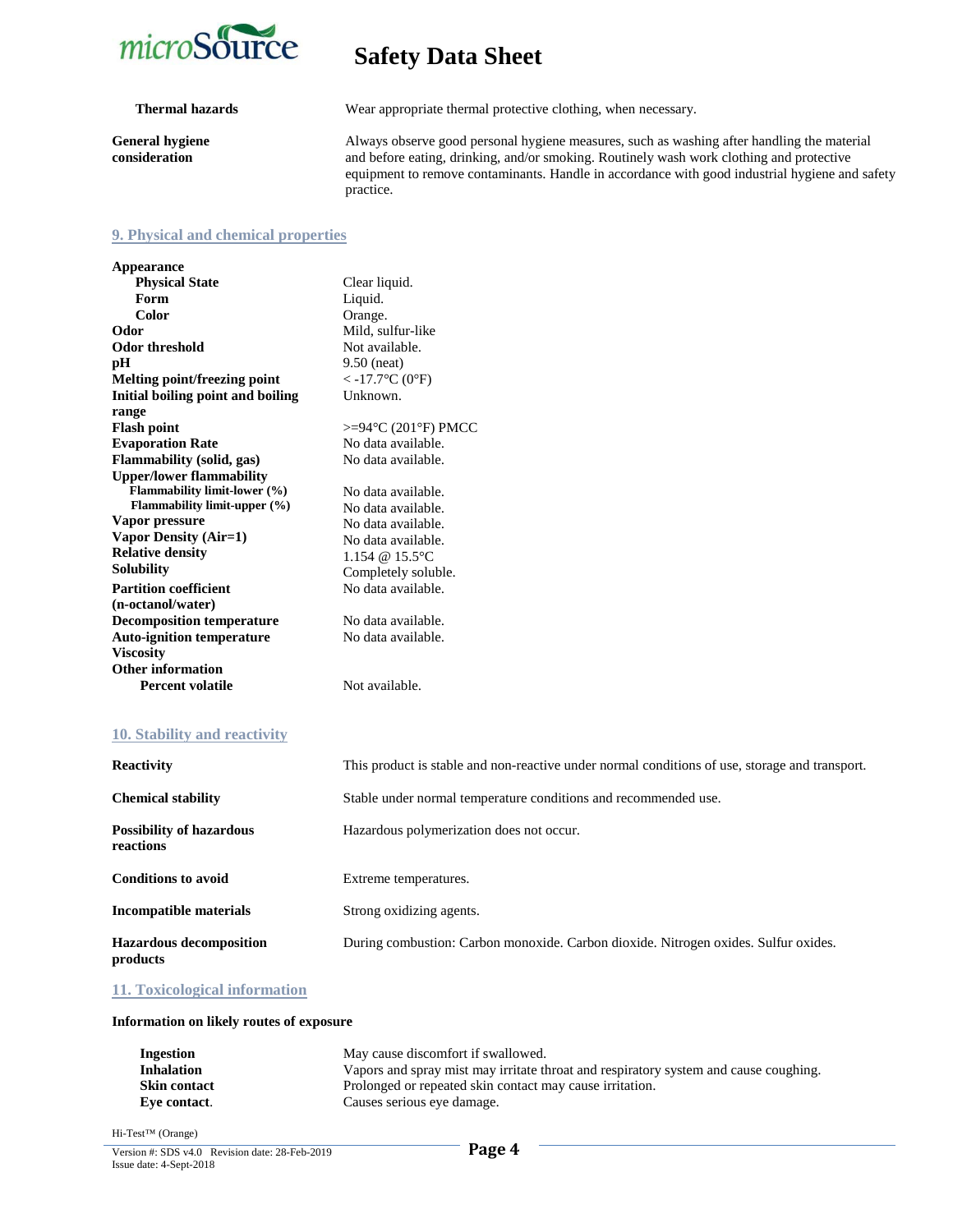| | |
|---|---|
| **Thermal hazards** | Wear appropriate thermal protective clothing, when necessary. |
| **General hygiene consideration** | Always observe good personal hygiene measures, such as washing after handling the material and before eating, drinking, and/or smoking. Routinely wash work clothing and protective equipment to remove contaminants. Handle in accordance with good industrial hygiene and safety practice. |

## 9. Physical and chemical properties

| | |
|---|---|
| **Appearance** | |
| **Physical State** | Clear liquid. |
| **Form** | Liquid. |
| **Color** | Orange. |
| **Odor** | Mild, sulfur-like |
| **Odor threshold** | Not available. |
| **pH** | 9.50 (neat) |
| **Melting point/freezing point** | < -17.7°C (0°F) |
| **Initial boiling point and boiling range** | Unknown. |
| **Flash point** | >=94°C (201°F) PMCC |
| **Evaporation Rate** | No data available. |
| **Flammability (solid, gas)** | No data available. |
| **Upper/lower flammability** | |
| **Flammability limit-lower (%)** | No data available. |
| **Flammability limit-upper (%)** | No data available. |
| **Vapor pressure** | No data available. |
| **Vapor Density (Air=1)** | No data available. |
| **Relative density** | 1.154 @ 15.5°C |
| **Solubility** | Completely soluble. |
| **Partition coefficient (n-octanol/water)** | No data available. |
| **Decomposition temperature** | No data available. |
| **Auto-ignition temperature** | No data available. |
| **Viscosity** | |
| **Other information** | |
| **Percent volatile** | Not available. |

## 10. Stability and reactivity

| | |
|---|---|
| **Reactivity** | This product is stable and non-reactive under normal conditions of use, storage and transport. |
| **Chemical stability** | Stable under normal temperature conditions and recommended use. |
| **Possibility of hazardous reactions** | Hazardous polymerization does not occur. |
| **Conditions to avoid** | Extreme temperatures. |
| **Incompatible materials** | Strong oxidizing agents. |
| **Hazardous decomposition products** | During combustion: Carbon monoxide. Carbon dioxide. Nitrogen oxides. Sulfur oxides. |

## 11. Toxicological information

**Information on likely routes of exposure**

| | |
|---|---|
| **Ingestion** | May cause discomfort if swallowed. |
| **Inhalation** | Vapors and spray mist may irritate throat and respiratory system and cause coughing. |
| **Skin contact** | Prolonged or repeated skin contact may cause irritation. |
| **Eye contact**. | Causes serious eye damage. |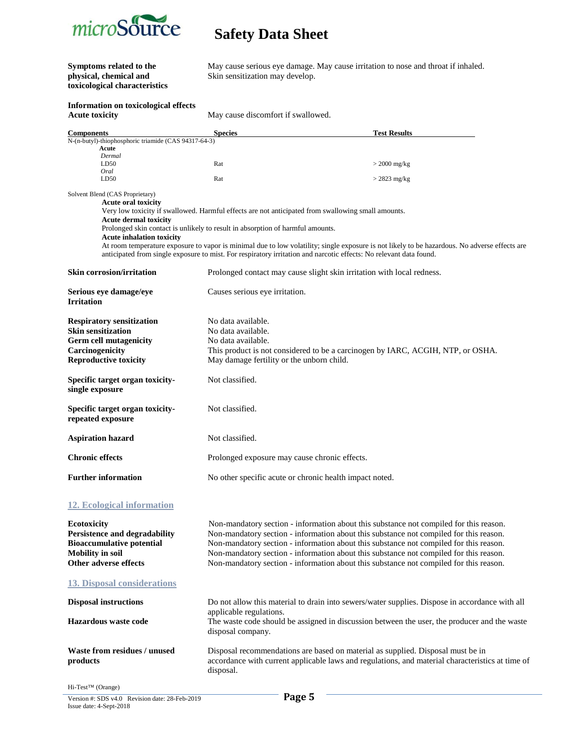**Symptoms related to the physical, chemical and toxicological characteristics** May cause serious eye damage. May cause irritation to nose and throat if inhaled. Skin sensitization may develop.

**Information on toxicological effects**

**Acute toxicity** May cause discomfort if swallowed.

| Components | Species | Test Results |
|---|---|---|
| N-(n-butyl)-thiophosphoric triamide (CAS 94317-64-3) | | |
| **Acute** | | |
| *Dermal* | | |
| LD50 | Rat | > 2000 mg/kg |
| *Oral* | | |
| LD50 | Rat | > 2823 mg/kg |

Solvent Blend (CAS Proprietary)

**Acute oral toxicity**
Very low toxicity if swallowed. Harmful effects are not anticipated from swallowing small amounts.

**Acute dermal toxicity**
Prolonged skin contact is unlikely to result in absorption of harmful amounts.

**Acute inhalation toxicity**
At room temperature exposure to vapor is minimal due to low volatility; single exposure is not likely to be hazardous. No adverse effects are anticipated from single exposure to mist. For respiratory irritation and narcotic effects: No relevant data found.

**Skin corrosion/irritation** Prolonged contact may cause slight skin irritation with local redness.

**Serious eye damage/eye Irritation** Causes serious eye irritation.

**Respiratory sensitization** No data available.

**Skin sensitization** No data available.

**Germ cell mutagenicity** No data available.

**Carcinogenicity** This product is not considered to be a carcinogen by IARC, ACGIH, NTP, or OSHA.

**Reproductive toxicity** May damage fertility or the unborn child.

**Specific target organ toxicity- single exposure** Not classified.

**Specific target organ toxicity- repeated exposure** Not classified.

**Aspiration hazard** Not classified.

**Chronic effects** Prolonged exposure may cause chronic effects.

**Further information** No other specific acute or chronic health impact noted.

## 12. Ecological information

**Ecotoxicity** Non-mandatory section - information about this substance not compiled for this reason.

**Persistence and degradability** Non-mandatory section - information about this substance not compiled for this reason.

**Bioaccumulative potential** Non-mandatory section - information about this substance not compiled for this reason.

**Mobility in soil** Non-mandatory section - information about this substance not compiled for this reason.

**Other adverse effects** Non-mandatory section - information about this substance not compiled for this reason.

## 13. Disposal considerations

**Disposal instructions** Do not allow this material to drain into sewers/water supplies. Dispose in accordance with all applicable regulations.

**Hazardous waste code** The waste code should be assigned in discussion between the user, the producer and the waste disposal company.

**Waste from residues / unused products** Disposal recommendations are based on material as supplied. Disposal must be in accordance with current applicable laws and regulations, and material characteristics at time of disposal.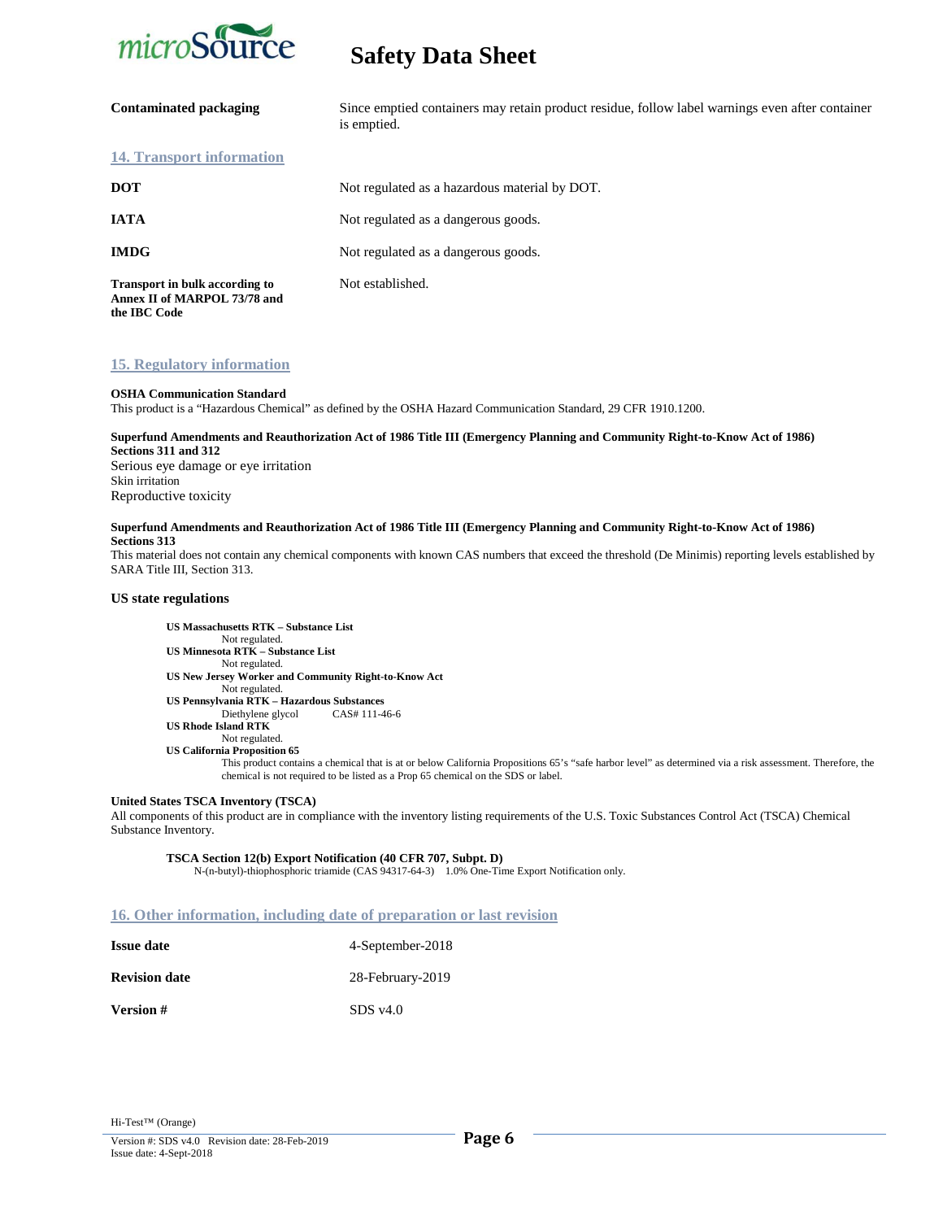**Contaminated packaging** Since emptied containers may retain product residue, follow label warnings even after container is emptied.

## 14. Transport information

| | |
|---|---|
| **DOT** | Not regulated as a hazardous material by DOT. |
| **IATA** | Not regulated as a dangerous goods. |
| **IMDG** | Not regulated as a dangerous goods. |
| **Transport in bulk according to Annex II of MARPOL 73/78 and the IBC Code** | Not established. |

## 15. Regulatory information

**OSHA Communication Standard**
This product is a "Hazardous Chemical" as defined by the OSHA Hazard Communication Standard, 29 CFR 1910.1200.

**Superfund Amendments and Reauthorization Act of 1986 Title III (Emergency Planning and Community Right-to-Know Act of 1986) Sections 311 and 312**
Serious eye damage or eye irritation
Skin irritation
Reproductive toxicity

**Superfund Amendments and Reauthorization Act of 1986 Title III (Emergency Planning and Community Right-to-Know Act of 1986) Sections 313**
This material does not contain any chemical components with known CAS numbers that exceed the threshold (De Minimis) reporting levels established by SARA Title III, Section 313.

**US state regulations**

**US Massachusetts RTK – Substance List**
Not regulated.
**US Minnesota RTK – Substance List**
Not regulated.
**US New Jersey Worker and Community Right-to-Know Act**
Not regulated.
**US Pennsylvania RTK – Hazardous Substances**
Diethylene glycol CAS# 111-46-6
**US Rhode Island RTK**
Not regulated.
**US California Proposition 65**
This product contains a chemical that is at or below California Propositions 65's "safe harbor level" as determined via a risk assessment. Therefore, the chemical is not required to be listed as a Prop 65 chemical on the SDS or label.

**United States TSCA Inventory (TSCA)**
All components of this product are in compliance with the inventory listing requirements of the U.S. Toxic Substances Control Act (TSCA) Chemical Substance Inventory.

**TSCA Section 12(b) Export Notification (40 CFR 707, Subpt. D)**
N-(n-butyl)-thiophosphoric triamide (CAS 94317-64-3) 1.0% One-Time Export Notification only.

## 16. Other information, including date of preparation or last revision

| | |
|---|---|
| **Issue date** | 4-September-2018 |
| **Revision date** | 28-February-2019 |
| **Version #** | SDS v4.0 |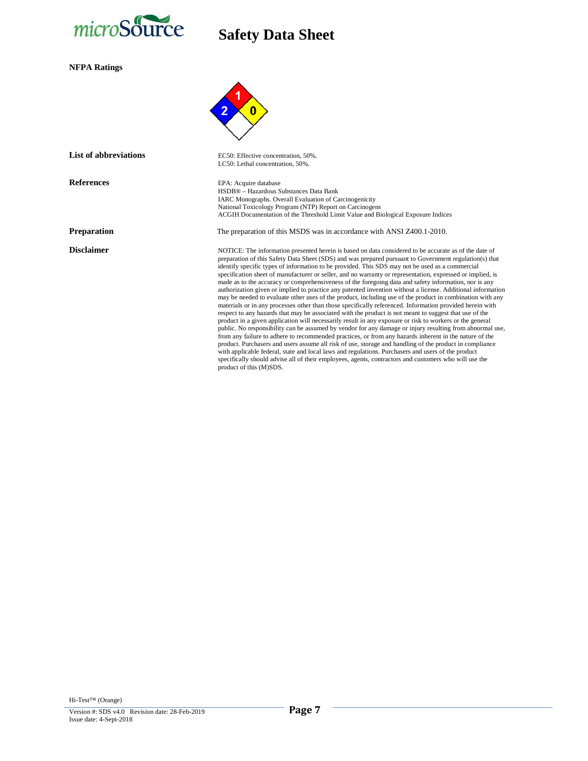**NFPA Ratings**

1

2 0

**List of abbreviations**

EC50: Effective concentration, 50%.
LC50: Lethal concentration, 50%.

**References**

EPA: Acquire database
HSDB® – Hazardous Substances Data Bank
IARC Monographs. Overall Evaluation of Carcinogenicity
National Toxicology Program (NTP) Report on Carcinogens
ACGIH Documentation of the Threshold Limit Value and Biological Exposure Indices

**Preparation**

The preparation of this MSDS was in accordance with ANSI Z400.1-2010.

**Disclaimer**

NOTICE: The information presented herein is based on data considered to be accurate as of the date of preparation of this Safety Data Sheet (SDS) and was prepared pursuant to Government regulation(s) that identify specific types of information to be provided. This SDS may not be used as a commercial specification sheet of manufacturer or seller, and no warranty or representation, expressed or implied, is made as to the accuracy or comprehensiveness of the foregoing data and safety information, nor is any authorization given or implied to practice any patented invention without a license. Additional information may be needed to evaluate other uses of the product, including use of the product in combination with any materials or in any processes other than those specifically referenced. Information provided herein with respect to any hazards that may be associated with the product is not meant to suggest that use of the product in a given application will necessarily result in any exposure or risk to workers or the general public. No responsibility can be assumed by vendor for any damage or injury resulting from abnormal use, from any failure to adhere to recommended practices, or from any hazards inherent in the nature of the product. Purchasers and users assume all risk of use, storage and handling of the product in compliance with applicable federal, state and local laws and regulations. Purchasers and users of the product specifically should advise all of their employees, agents, contractors and customers who will use the product of this (M)SDS.